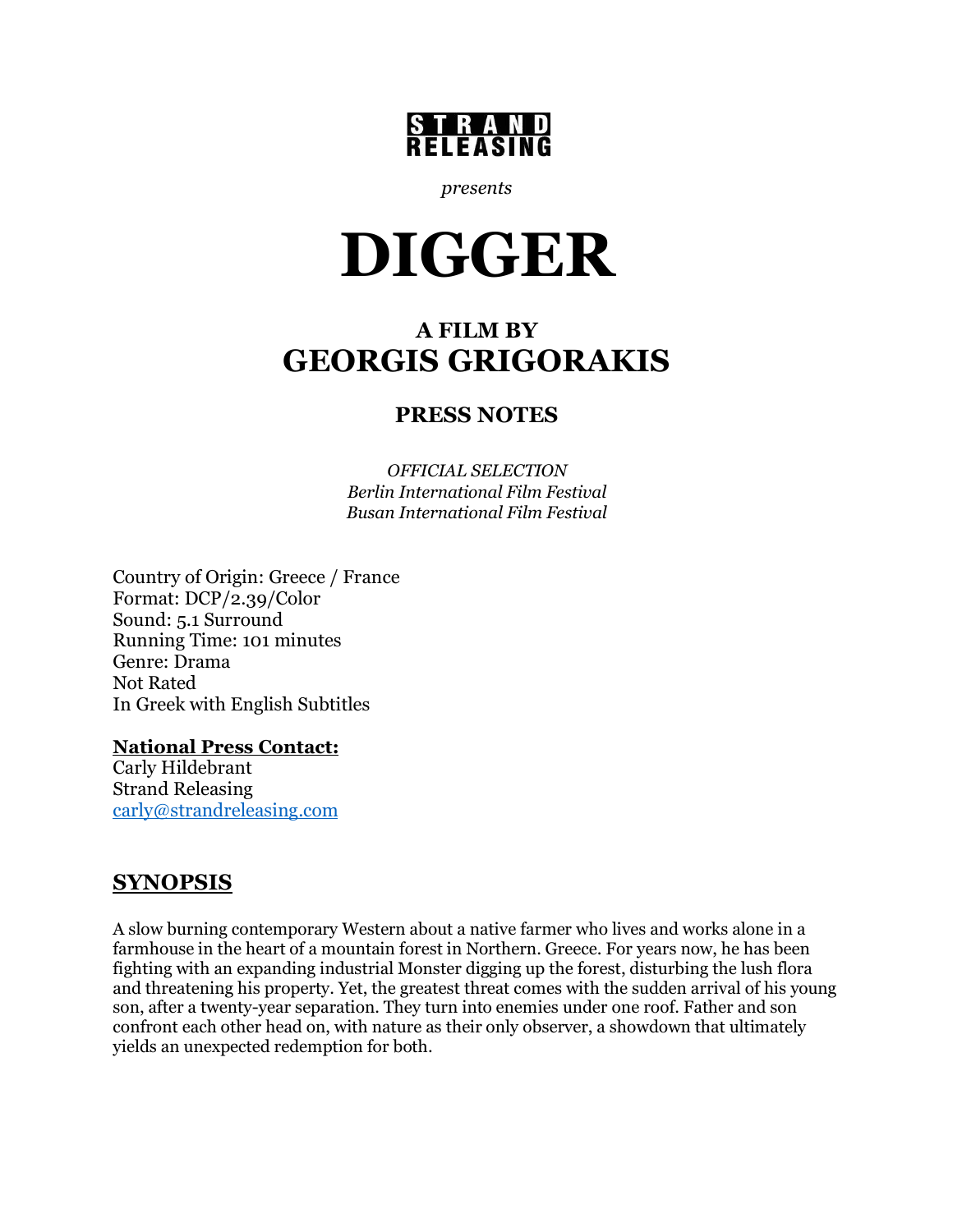**STRAND RELEASING**

*presents*

# DIGGER

## A FILM BY
## GEORGIS GRIGORAKIS

### PRESS NOTES

*OFFICIAL SELECTION*
*Berlin International Film Festival*
*Busan International Film Festival*

Country of Origin: Greece / France
Format: DCP/2.39/Color
Sound: 5.1 Surround
Running Time: 101 minutes
Genre: Drama
Not Rated
In Greek with English Subtitles

**National Press Contact:**
Carly Hildebrant
Strand Releasing
carly@strandreleasing.com

## SYNOPSIS

A slow burning contemporary Western about a native farmer who lives and works alone in a farmhouse in the heart of a mountain forest in Northern. Greece. For years now, he has been fighting with an expanding industrial Monster digging up the forest, disturbing the lush flora and threatening his property. Yet, the greatest threat comes with the sudden arrival of his young son, after a twenty-year separation. They turn into enemies under one roof. Father and son confront each other head on, with nature as their only observer, a showdown that ultimately yields an unexpected redemption for both.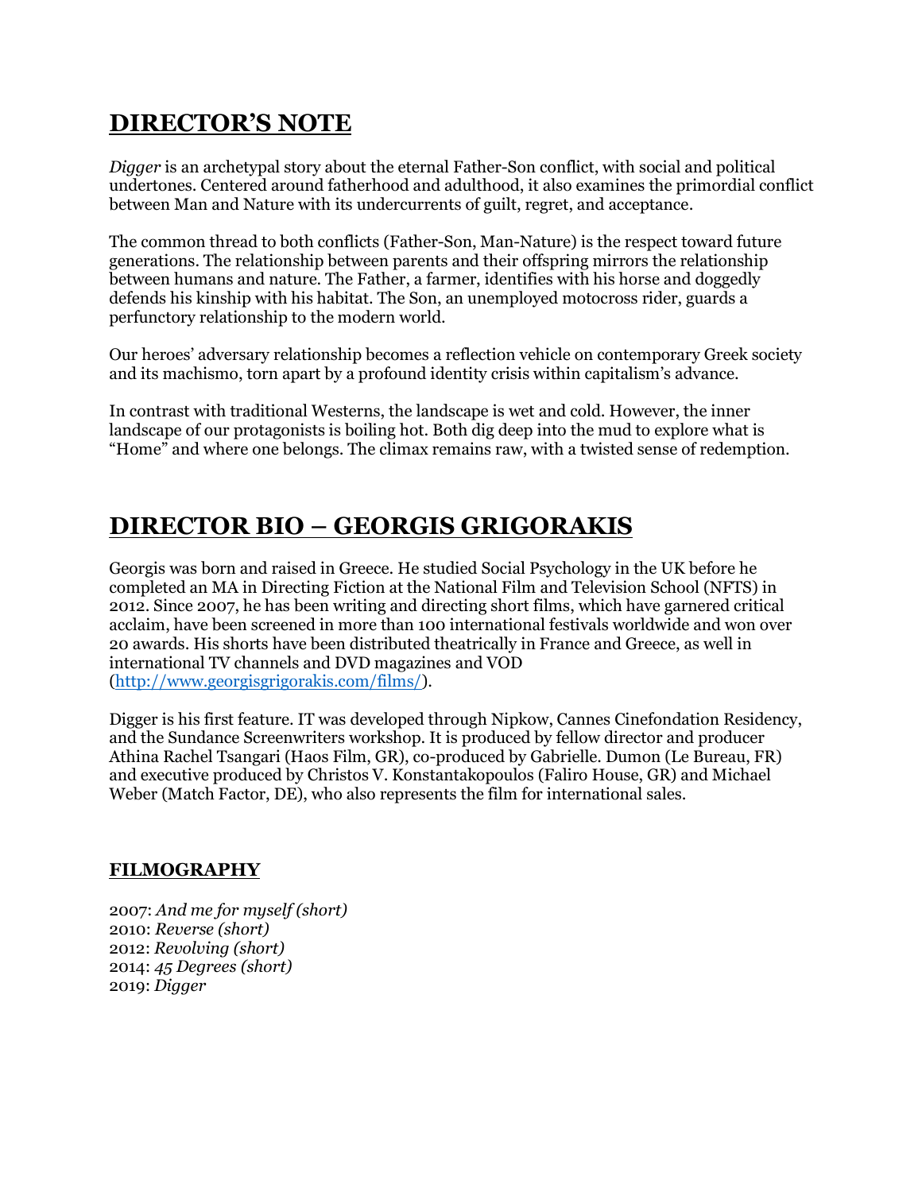## DIRECTOR'S NOTE

*Digger* is an archetypal story about the eternal Father-Son conflict, with social and political undertones. Centered around fatherhood and adulthood, it also examines the primordial conflict between Man and Nature with its undercurrents of guilt, regret, and acceptance.

The common thread to both conflicts (Father-Son, Man-Nature) is the respect toward future generations. The relationship between parents and their offspring mirrors the relationship between humans and nature. The Father, a farmer, identifies with his horse and doggedly defends his kinship with his habitat. The Son, an unemployed motocross rider, guards a perfunctory relationship to the modern world.

Our heroes' adversary relationship becomes a reflection vehicle on contemporary Greek society and its machismo, torn apart by a profound identity crisis within capitalism's advance.

In contrast with traditional Westerns, the landscape is wet and cold. However, the inner landscape of our protagonists is boiling hot. Both dig deep into the mud to explore what is "Home" and where one belongs. The climax remains raw, with a twisted sense of redemption.

## DIRECTOR BIO – GEORGIS GRIGORAKIS

Georgis was born and raised in Greece. He studied Social Psychology in the UK before he completed an MA in Directing Fiction at the National Film and Television School (NFTS) in 2012. Since 2007, he has been writing and directing short films, which have garnered critical acclaim, have been screened in more than 100 international festivals worldwide and won over 20 awards. His shorts have been distributed theatrically in France and Greece, as well in international TV channels and DVD magazines and VOD (http://www.georgisgrigorakis.com/films/).

Digger is his first feature. IT was developed through Nipkow, Cannes Cinefondation Residency, and the Sundance Screenwriters workshop. It is produced by fellow director and producer Athina Rachel Tsangari (Haos Film, GR), co-produced by Gabrielle. Dumon (Le Bureau, FR) and executive produced by Christos V. Konstantakopoulos (Faliro House, GR) and Michael Weber (Match Factor, DE), who also represents the film for international sales.

### FILMOGRAPHY

2007: *And me for myself (short)*
2010: *Reverse (short)*
2012: *Revolving (short)*
2014: *45 Degrees (short)*
2019: *Digger*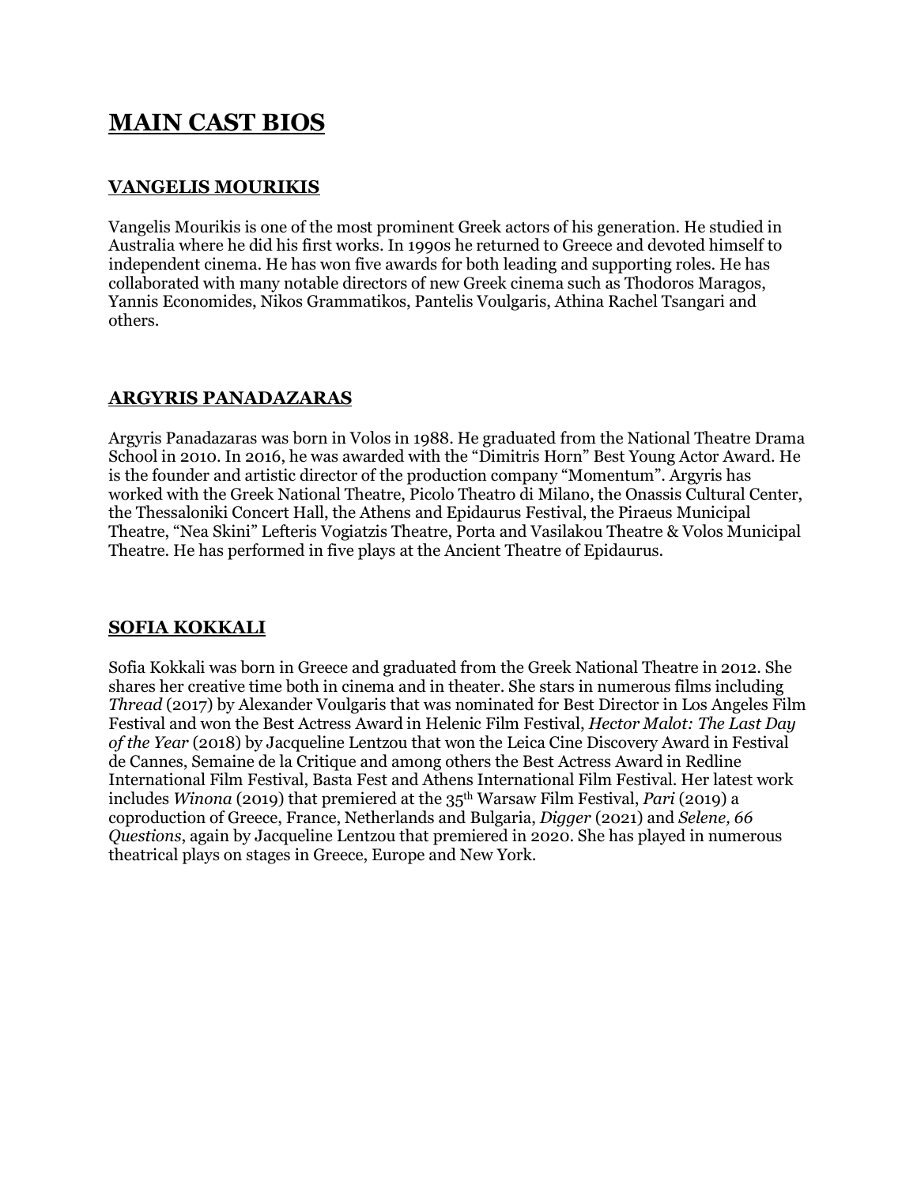# MAIN CAST BIOS

## VANGELIS MOURIKIS

Vangelis Mourikis is one of the most prominent Greek actors of his generation. He studied in Australia where he did his first works. In 1990s he returned to Greece and devoted himself to independent cinema. He has won five awards for both leading and supporting roles. He has collaborated with many notable directors of new Greek cinema such as Thodoros Maragos, Yannis Economides, Nikos Grammatikos, Pantelis Voulgaris, Athina Rachel Tsangari and others.

## ARGYRIS PANADAZARAS

Argyris Panadazaras was born in Volos in 1988. He graduated from the National Theatre Drama School in 2010. In 2016, he was awarded with the "Dimitris Horn" Best Young Actor Award. He is the founder and artistic director of the production company "Momentum". Argyris has worked with the Greek National Theatre, Picolo Theatro di Milano, the Onassis Cultural Center, the Thessaloniki Concert Hall, the Athens and Epidaurus Festival, the Piraeus Municipal Theatre, "Nea Skini" Lefteris Vogiatzis Theatre, Porta and Vasilakou Theatre & Volos Municipal Theatre. He has performed in five plays at the Ancient Theatre of Epidaurus.

## SOFIA KOKKALI

Sofia Kokkali was born in Greece and graduated from the Greek National Theatre in 2012. She shares her creative time both in cinema and in theater. She stars in numerous films including *Thread* (2017) by Alexander Voulgaris that was nominated for Best Director in Los Angeles Film Festival and won the Best Actress Award in Helenic Film Festival, *Hector Malot: The Last Day of the Year* (2018) by Jacqueline Lentzou that won the Leica Cine Discovery Award in Festival de Cannes, Semaine de la Critique and among others the Best Actress Award in Redline International Film Festival, Basta Fest and Athens International Film Festival. Her latest work includes *Winona* (2019) that premiered at the 35th Warsaw Film Festival, *Pari* (2019) a coproduction of Greece, France, Netherlands and Bulgaria, *Digger* (2021) and *Selene, 66 Questions*, again by Jacqueline Lentzou that premiered in 2020. She has played in numerous theatrical plays on stages in Greece, Europe and New York.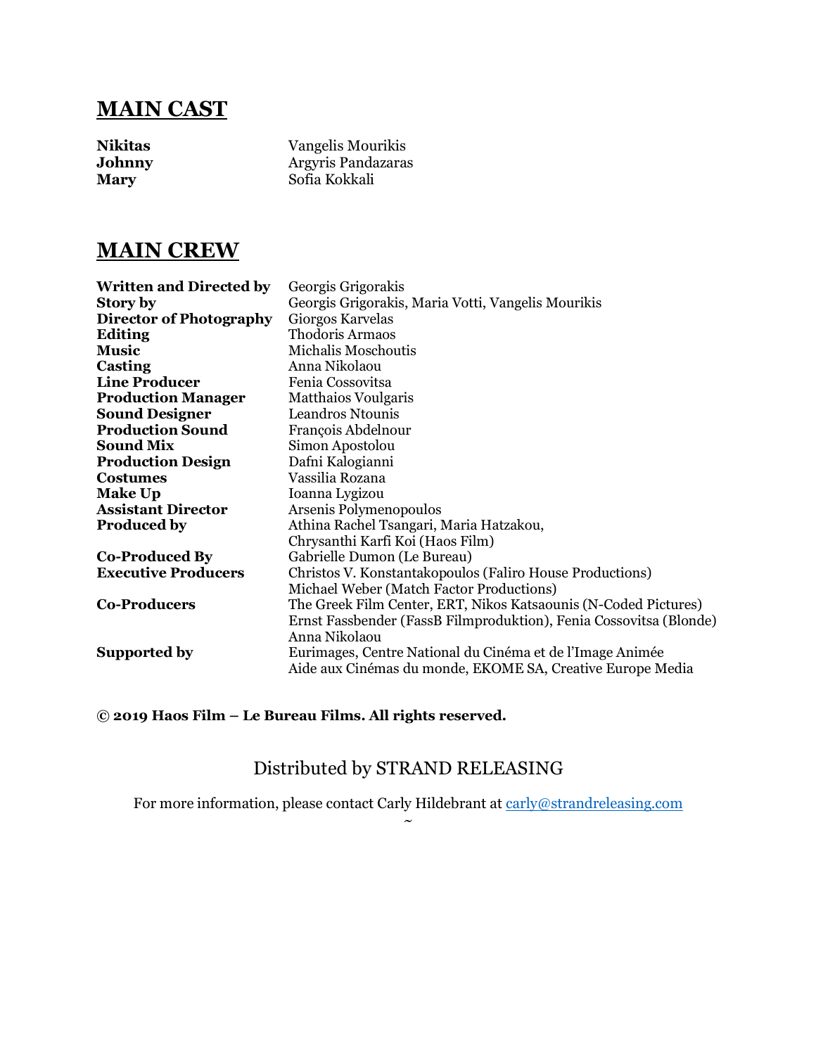## MAIN CAST

| | |
|---|---|
| **Nikitas** | Vangelis Mourikis |
| **Johnny** | Argyris Pandazaras |
| **Mary** | Sofia Kokkali |

## MAIN CREW

| | |
|---|---|
| **Written and Directed by** | Georgis Grigorakis |
| **Story by** | Georgis Grigorakis, Maria Votti, Vangelis Mourikis |
| **Director of Photography** | Giorgos Karvelas |
| **Editing** | Thodoris Armaos |
| **Music** | Michalis Moschoutis |
| **Casting** | Anna Nikolaou |
| **Line Producer** | Fenia Cossovitsa |
| **Production Manager** | Matthaios Voulgaris |
| **Sound Designer** | Leandros Ntounis |
| **Production Sound** | François Abdelnour |
| **Sound Mix** | Simon Apostolou |
| **Production Design** | Dafni Kalogianni |
| **Costumes** | Vassilia Rozana |
| **Make Up** | Ioanna Lygizou |
| **Assistant Director** | Arsenis Polymenopoulos |
| **Produced by** | Athina Rachel Tsangari, Maria Hatzakou, Chrysanthi Karfi Koi (Haos Film) |
| **Co-Produced By** | Gabrielle Dumon (Le Bureau) |
| **Executive Producers** | Christos V. Konstantakopoulos (Faliro House Productions) Michael Weber (Match Factor Productions) |
| **Co-Producers** | The Greek Film Center, ERT, Nikos Katsaounis (N-Coded Pictures) Ernst Fassbender (FassB Filmproduktion), Fenia Cossovitsa (Blonde) Anna Nikolaou |
| **Supported by** | Eurimages, Centre National du Cinéma et de l'Image Animée Aide aux Cinémas du monde, EKOME SA, Creative Europe Media |

**© 2019 Haos Film – Le Bureau Films. All rights reserved.**

Distributed by STRAND RELEASING

For more information, please contact Carly Hildebrant at carly@strandreleasing.com

~